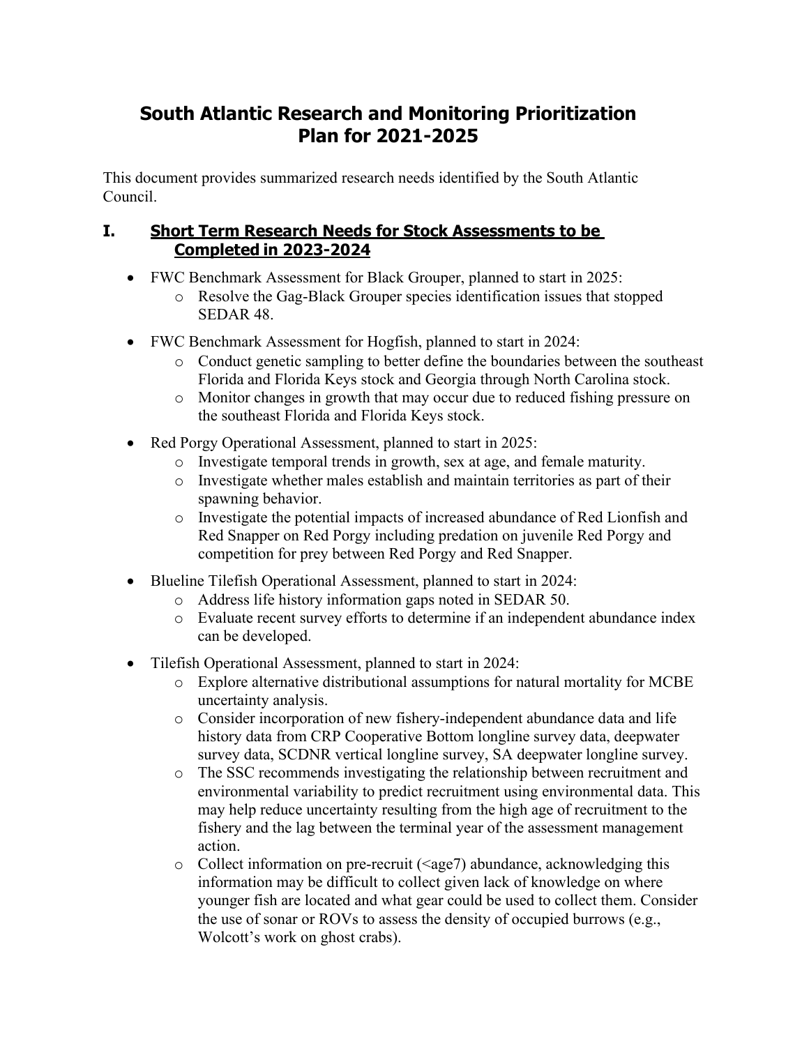# South Atlantic Research and Monitoring Prioritization Plan for 2021-2025

This document provides summarized research needs identified by the South Atlantic Council.

## I. Short Term Research Needs for Stock Assessments to be Completed in 2023-2024

- FWC Benchmark Assessment for Black Grouper, planned to start in 2025:
  - Resolve the Gag-Black Grouper species identification issues that stopped SEDAR 48.
- FWC Benchmark Assessment for Hogfish, planned to start in 2024:
  - Conduct genetic sampling to better define the boundaries between the southeast Florida and Florida Keys stock and Georgia through North Carolina stock.
  - Monitor changes in growth that may occur due to reduced fishing pressure on the southeast Florida and Florida Keys stock.
- Red Porgy Operational Assessment, planned to start in 2025:
  - Investigate temporal trends in growth, sex at age, and female maturity.
  - Investigate whether males establish and maintain territories as part of their spawning behavior.
  - Investigate the potential impacts of increased abundance of Red Lionfish and Red Snapper on Red Porgy including predation on juvenile Red Porgy and competition for prey between Red Porgy and Red Snapper.
- Blueline Tilefish Operational Assessment, planned to start in 2024:
  - Address life history information gaps noted in SEDAR 50.
  - Evaluate recent survey efforts to determine if an independent abundance index can be developed.
- Tilefish Operational Assessment, planned to start in 2024:
  - Explore alternative distributional assumptions for natural mortality for MCBE uncertainty analysis.
  - Consider incorporation of new fishery-independent abundance data and life history data from CRP Cooperative Bottom longline survey data, deepwater survey data, SCDNR vertical longline survey, SA deepwater longline survey.
  - The SSC recommends investigating the relationship between recruitment and environmental variability to predict recruitment using environmental data. This may help reduce uncertainty resulting from the high age of recruitment to the fishery and the lag between the terminal year of the assessment management action.
  - Collect information on pre-recruit (<age7) abundance, acknowledging this information may be difficult to collect given lack of knowledge on where younger fish are located and what gear could be used to collect them. Consider the use of sonar or ROVs to assess the density of occupied burrows (e.g., Wolcott's work on ghost crabs).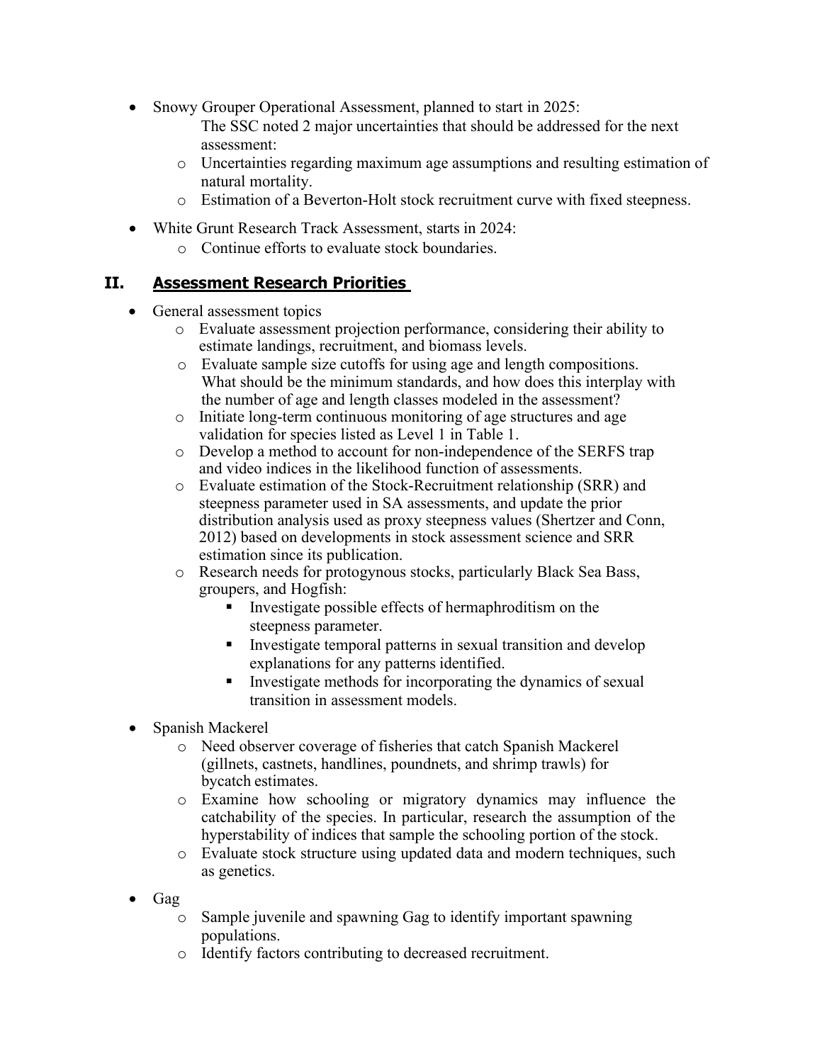- Snowy Grouper Operational Assessment, planned to start in 2025:
  The SSC noted 2 major uncertainties that should be addressed for the next assessment:
  - Uncertainties regarding maximum age assumptions and resulting estimation of natural mortality.
  - Estimation of a Beverton-Holt stock recruitment curve with fixed steepness.

- White Grunt Research Track Assessment, starts in 2024:
  - Continue efforts to evaluate stock boundaries.

## II. Assessment Research Priorities

- General assessment topics
  - Evaluate assessment projection performance, considering their ability to estimate landings, recruitment, and biomass levels.
  - Evaluate sample size cutoffs for using age and length compositions. What should be the minimum standards, and how does this interplay with the number of age and length classes modeled in the assessment?
  - Initiate long-term continuous monitoring of age structures and age validation for species listed as Level 1 in Table 1.
  - Develop a method to account for non-independence of the SERFS trap and video indices in the likelihood function of assessments.
  - Evaluate estimation of the Stock-Recruitment relationship (SRR) and steepness parameter used in SA assessments, and update the prior distribution analysis used as proxy steepness values (Shertzer and Conn, 2012) based on developments in stock assessment science and SRR estimation since its publication.
  - Research needs for protogynous stocks, particularly Black Sea Bass, groupers, and Hogfish:
    - Investigate possible effects of hermaphroditism on the steepness parameter.
    - Investigate temporal patterns in sexual transition and develop explanations for any patterns identified.
    - Investigate methods for incorporating the dynamics of sexual transition in assessment models.

- Spanish Mackerel
  - Need observer coverage of fisheries that catch Spanish Mackerel (gillnets, castnets, handlines, poundnets, and shrimp trawls) for bycatch estimates.
  - Examine how schooling or migratory dynamics may influence the catchability of the species. In particular, research the assumption of the hyperstability of indices that sample the schooling portion of the stock.
  - Evaluate stock structure using updated data and modern techniques, such as genetics.

- Gag
  - Sample juvenile and spawning Gag to identify important spawning populations.
  - Identify factors contributing to decreased recruitment.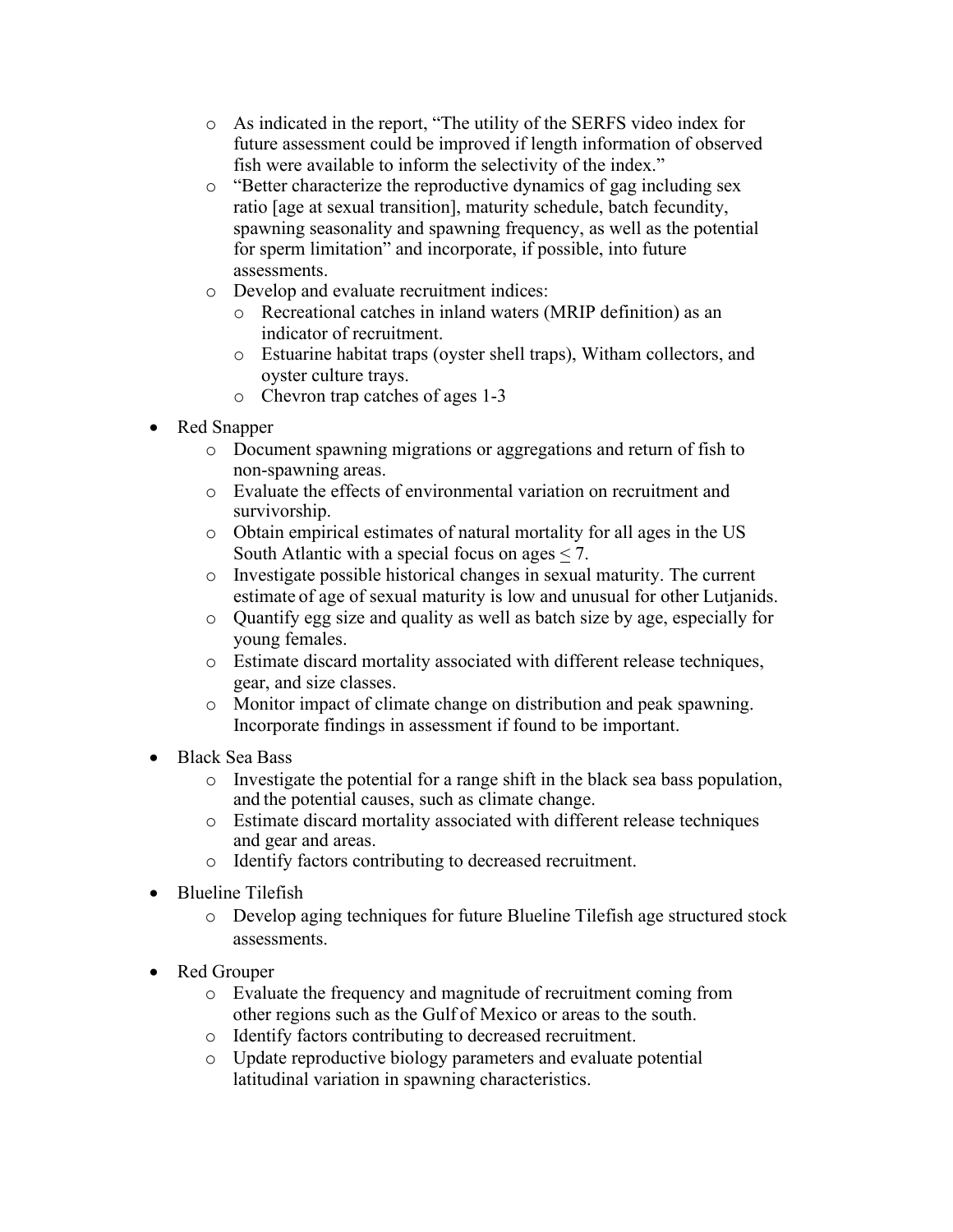- As indicated in the report, "The utility of the SERFS video index for future assessment could be improved if length information of observed fish were available to inform the selectivity of the index."
  - "Better characterize the reproductive dynamics of gag including sex ratio [age at sexual transition], maturity schedule, batch fecundity, spawning seasonality and spawning frequency, as well as the potential for sperm limitation" and incorporate, if possible, into future assessments.
  - Develop and evaluate recruitment indices:
    - Recreational catches in inland waters (MRIP definition) as an indicator of recruitment.
    - Estuarine habitat traps (oyster shell traps), Witham collectors, and oyster culture trays.
    - Chevron trap catches of ages 1-3

- Red Snapper
  - Document spawning migrations or aggregations and return of fish to non-spawning areas.
  - Evaluate the effects of environmental variation on recruitment and survivorship.
  - Obtain empirical estimates of natural mortality for all ages in the US South Atlantic with a special focus on ages $\leq 7$.
  - Investigate possible historical changes in sexual maturity. The current estimate of age of sexual maturity is low and unusual for other Lutjanids.
  - Quantify egg size and quality as well as batch size by age, especially for young females.
  - Estimate discard mortality associated with different release techniques, gear, and size classes.
  - Monitor impact of climate change on distribution and peak spawning. Incorporate findings in assessment if found to be important.

- Black Sea Bass
  - Investigate the potential for a range shift in the black sea bass population, and the potential causes, such as climate change.
  - Estimate discard mortality associated with different release techniques and gear and areas.
  - Identify factors contributing to decreased recruitment.

- Blueline Tilefish
  - Develop aging techniques for future Blueline Tilefish age structured stock assessments.

- Red Grouper
  - Evaluate the frequency and magnitude of recruitment coming from other regions such as the Gulf of Mexico or areas to the south.
  - Identify factors contributing to decreased recruitment.
  - Update reproductive biology parameters and evaluate potential latitudinal variation in spawning characteristics.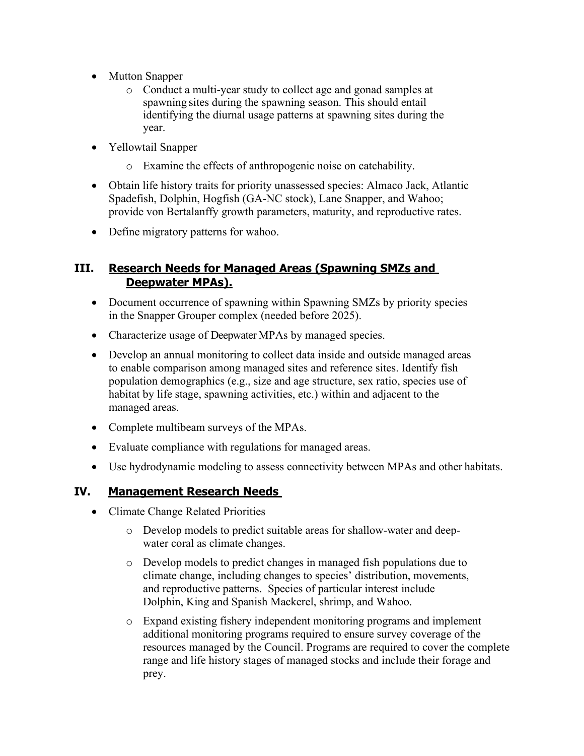- Mutton Snapper
    - Conduct a multi-year study to collect age and gonad samples at spawning sites during the spawning season. This should entail identifying the diurnal usage patterns at spawning sites during the year.
- Yellowtail Snapper
    - Examine the effects of anthropogenic noise on catchability.
- Obtain life history traits for priority unassessed species: Almaco Jack, Atlantic Spadefish, Dolphin, Hogfish (GA-NC stock), Lane Snapper, and Wahoo; provide von Bertalanffy growth parameters, maturity, and reproductive rates.
- Define migratory patterns for wahoo.

## III. Research Needs for Managed Areas (Spawning SMZs and Deepwater MPAs).

- Document occurrence of spawning within Spawning SMZs by priority species in the Snapper Grouper complex (needed before 2025).
- Characterize usage of Deepwater MPAs by managed species.
- Develop an annual monitoring to collect data inside and outside managed areas to enable comparison among managed sites and reference sites. Identify fish population demographics (e.g., size and age structure, sex ratio, species use of habitat by life stage, spawning activities, etc.) within and adjacent to the managed areas.
- Complete multibeam surveys of the MPAs.
- Evaluate compliance with regulations for managed areas.
- Use hydrodynamic modeling to assess connectivity between MPAs and other habitats.

## IV. Management Research Needs

- Climate Change Related Priorities
    - Develop models to predict suitable areas for shallow-water and deep-water coral as climate changes.
    - Develop models to predict changes in managed fish populations due to climate change, including changes to species' distribution, movements, and reproductive patterns. Species of particular interest include Dolphin, King and Spanish Mackerel, shrimp, and Wahoo.
    - Expand existing fishery independent monitoring programs and implement additional monitoring programs required to ensure survey coverage of the resources managed by the Council. Programs are required to cover the complete range and life history stages of managed stocks and include their forage and prey.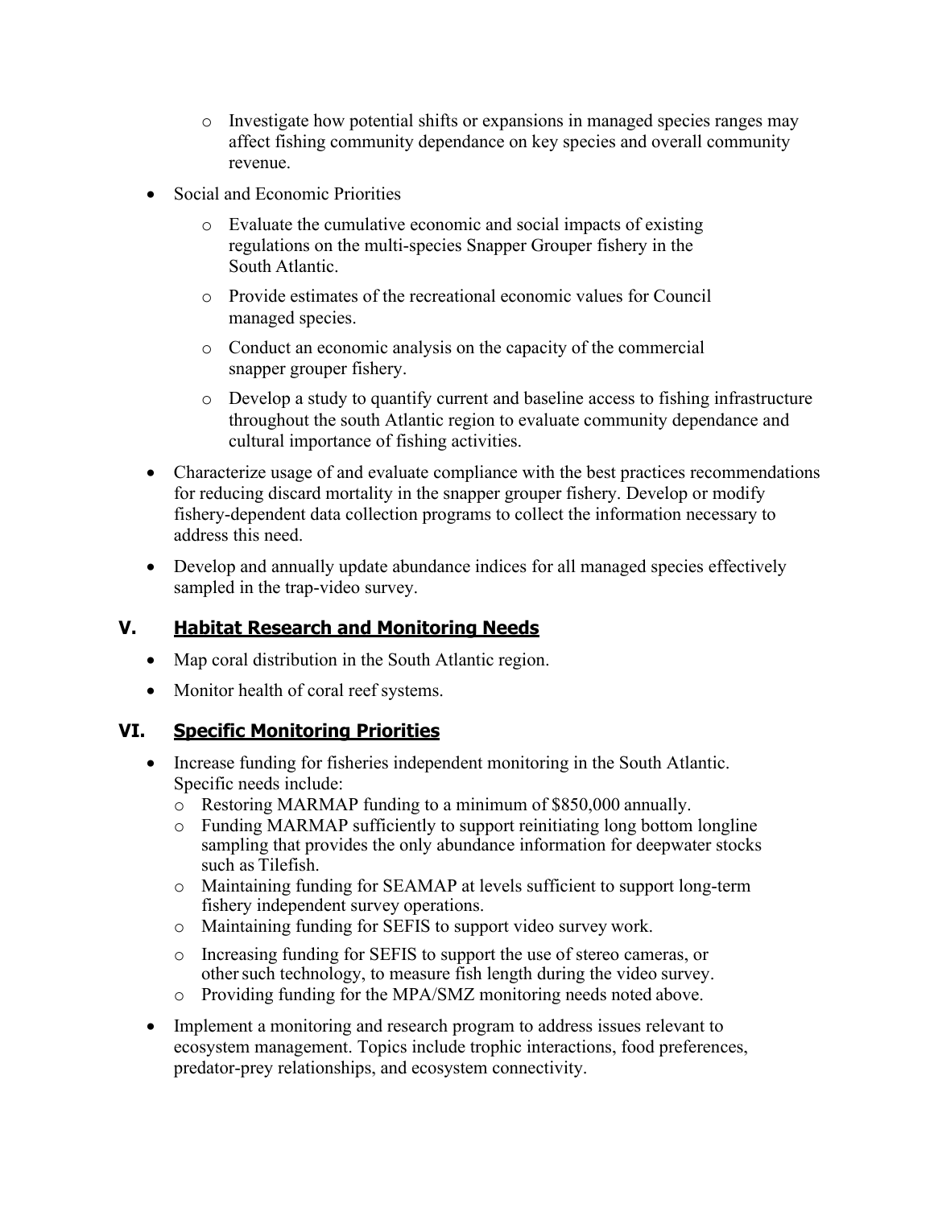- Investigate how potential shifts or expansions in managed species ranges may affect fishing community dependance on key species and overall community revenue.
- Social and Economic Priorities
    - Evaluate the cumulative economic and social impacts of existing regulations on the multi-species Snapper Grouper fishery in the South Atlantic.
    - Provide estimates of the recreational economic values for Council managed species.
    - Conduct an economic analysis on the capacity of the commercial snapper grouper fishery.
    - Develop a study to quantify current and baseline access to fishing infrastructure throughout the south Atlantic region to evaluate community dependance and cultural importance of fishing activities.
- Characterize usage of and evaluate compliance with the best practices recommendations for reducing discard mortality in the snapper grouper fishery. Develop or modify fishery-dependent data collection programs to collect the information necessary to address this need.
- Develop and annually update abundance indices for all managed species effectively sampled in the trap-video survey.

## V. Habitat Research and Monitoring Needs

- Map coral distribution in the South Atlantic region.
- Monitor health of coral reef systems.

## VI. Specific Monitoring Priorities

- Increase funding for fisheries independent monitoring in the South Atlantic. Specific needs include:
    - Restoring MARMAP funding to a minimum of $850,000 annually.
    - Funding MARMAP sufficiently to support reinitiating long bottom longline sampling that provides the only abundance information for deepwater stocks such as Tilefish.
    - Maintaining funding for SEAMAP at levels sufficient to support long-term fishery independent survey operations.
    - Maintaining funding for SEFIS to support video survey work.
    - Increasing funding for SEFIS to support the use of stereo cameras, or other such technology, to measure fish length during the video survey.
    - Providing funding for the MPA/SMZ monitoring needs noted above.
- Implement a monitoring and research program to address issues relevant to ecosystem management. Topics include trophic interactions, food preferences, predator-prey relationships, and ecosystem connectivity.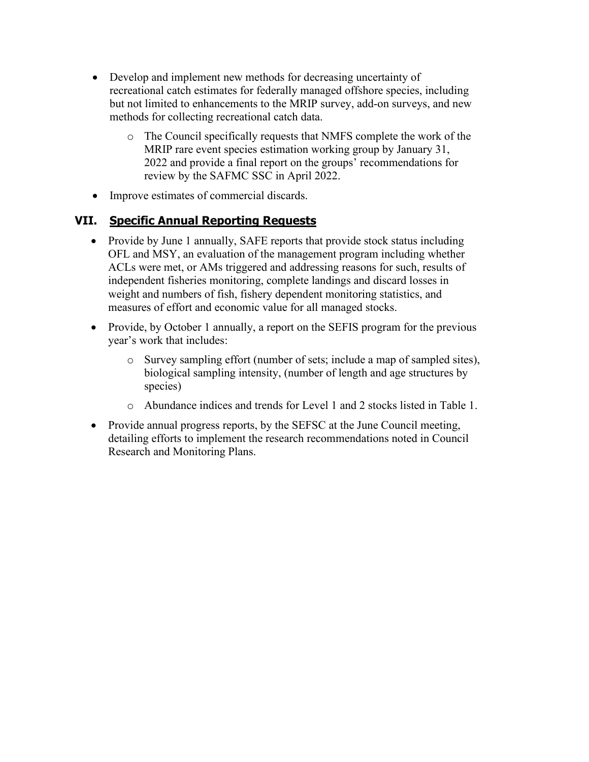- Develop and implement new methods for decreasing uncertainty of recreational catch estimates for federally managed offshore species, including but not limited to enhancements to the MRIP survey, add-on surveys, and new methods for collecting recreational catch data.
    - The Council specifically requests that NMFS complete the work of the MRIP rare event species estimation working group by January 31, 2022 and provide a final report on the groups' recommendations for review by the SAFMC SSC in April 2022.
- Improve estimates of commercial discards.

## VII. **Specific Annual Reporting Requests**

- Provide by June 1 annually, SAFE reports that provide stock status including OFL and MSY, an evaluation of the management program including whether ACLs were met, or AMs triggered and addressing reasons for such, results of independent fisheries monitoring, complete landings and discard losses in weight and numbers of fish, fishery dependent monitoring statistics, and measures of effort and economic value for all managed stocks.
- Provide, by October 1 annually, a report on the SEFIS program for the previous year's work that includes:
    - Survey sampling effort (number of sets; include a map of sampled sites), biological sampling intensity, (number of length and age structures by species)
    - Abundance indices and trends for Level 1 and 2 stocks listed in Table 1.
- Provide annual progress reports, by the SEFSC at the June Council meeting, detailing efforts to implement the research recommendations noted in Council Research and Monitoring Plans.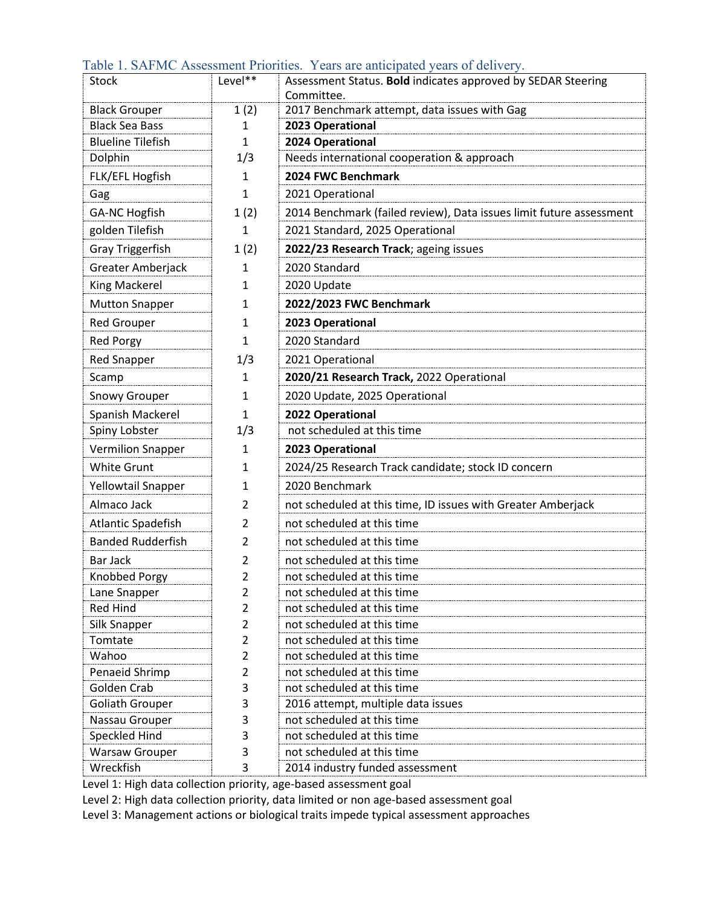Table 1. SAFMC Assessment Priorities. Years are anticipated years of delivery.

| Stock | Level** | Assessment Status. **Bold** indicates approved by SEDAR Steering Committee. |
|---|---|---|
| Black Grouper | 1 (2) | 2017 Benchmark attempt, data issues with Gag |
| Black Sea Bass | 1 | **2023 Operational** |
| Blueline Tilefish | 1 | **2024 Operational** |
| Dolphin | 1/3 | Needs international cooperation & approach |
| FLK/EFL Hogfish | 1 | **2024 FWC Benchmark** |
| Gag | 1 | 2021 Operational |
| GA-NC Hogfish | 1 (2) | 2014 Benchmark (failed review), Data issues limit future assessment |
| golden Tilefish | 1 | 2021 Standard, 2025 Operational |
| Gray Triggerfish | 1 (2) | **2022/23 Research Track**; ageing issues |
| Greater Amberjack | 1 | 2020 Standard |
| King Mackerel | 1 | 2020 Update |
| Mutton Snapper | 1 | **2022/2023 FWC Benchmark** |
| Red Grouper | 1 | **2023 Operational** |
| Red Porgy | 1 | 2020 Standard |
| Red Snapper | 1/3 | 2021 Operational |
| Scamp | 1 | **2020/21 Research Track,** 2022 Operational |
| Snowy Grouper | 1 | 2020 Update, 2025 Operational |
| Spanish Mackerel | 1 | **2022 Operational** |
| Spiny Lobster | 1/3 | not scheduled at this time |
| Vermilion Snapper | 1 | **2023 Operational** |
| White Grunt | 1 | 2024/25 Research Track candidate; stock ID concern |
| Yellowtail Snapper | 1 | 2020 Benchmark |
| Almaco Jack | 2 | not scheduled at this time, ID issues with Greater Amberjack |
| Atlantic Spadefish | 2 | not scheduled at this time |
| Banded Rudderfish | 2 | not scheduled at this time |
| Bar Jack | 2 | not scheduled at this time |
| Knobbed Porgy | 2 | not scheduled at this time |
| Lane Snapper | 2 | not scheduled at this time |
| Red Hind | 2 | not scheduled at this time |
| Silk Snapper | 2 | not scheduled at this time |
| Tomtate | 2 | not scheduled at this time |
| Wahoo | 2 | not scheduled at this time |
| Penaeid Shrimp | 2 | not scheduled at this time |
| Golden Crab | 3 | not scheduled at this time |
| Goliath Grouper | 3 | 2016 attempt, multiple data issues |
| Nassau Grouper | 3 | not scheduled at this time |
| Speckled Hind | 3 | not scheduled at this time |
| Warsaw Grouper | 3 | not scheduled at this time |
| Wreckfish | 3 | 2014 industry funded assessment |

Level 1: High data collection priority, age-based assessment goal

Level 2: High data collection priority, data limited or non age-based assessment goal

Level 3: Management actions or biological traits impede typical assessment approaches